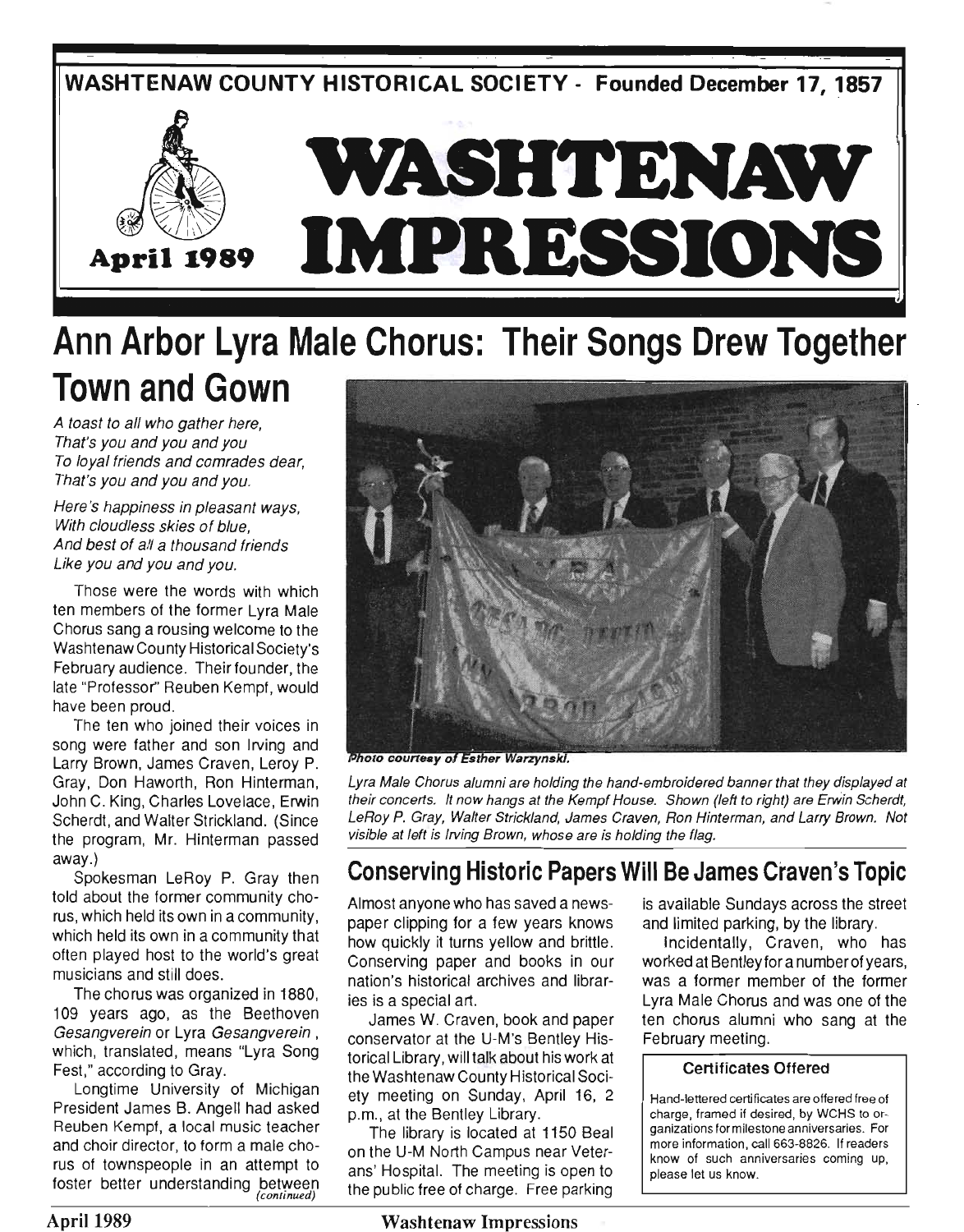WASHTENAW COUNTY HISTORICAL SOCIETY - Founded December 17, 1857

# WASHTENAW IMPRESSIONS

April 1989

# Ann Arbor Lyra Male Chorus: Their Songs Drew Together Town and Gown

*A toast to all who gather here,*
*That's you and you and you*
*To loyal friends and comrades dear,*
*That's you and you and you.*

*Here's happiness in pleasant ways,*
*With cloudless skies of blue,*
*And best of all a thousand friends*
*Like you and you and you.*

Those were the words with which ten members of the former Lyra Male Chorus sang a rousing welcome to the Washtenaw County Historical Society's February audience. Their founder, the late "Professor" Reuben Kempf, would have been proud.

The ten who joined their voices in song were father and son Irving and Larry Brown, James Craven, Leroy P. Gray, Don Haworth, Ron Hinterman, John C. King, Charles Lovelace, Erwin Scherdt, and Walter Strickland. (Since the program, Mr. Hinterman passed away.)

Spokesman LeRoy P. Gray then told about the former community chorus, which held its own in a community, which held its own in a community that often played host to the world's great musicians and still does.

The chorus was organized in 1880, 109 years ago, as the Beethoven *Gesangverein* or Lyra *Gesangverein*, which, translated, means "Lyra Song Fest," according to Gray.

Longtime University of Michigan President James B. Angell had asked Reuben Kempf, a local music teacher and choir director, to form a male chorus of townspeople in an attempt to foster better understanding between *(continued)*

*Photo courtesy of Esther Warzynski.*

*Lyra Male Chorus alumni are holding the hand-embroidered banner that they displayed at their concerts. It now hangs at the Kempf House. Shown (left to right) are Erwin Scherdt, LeRoy P. Gray, Walter Strickland, James Craven, Ron Hinterman, and Larry Brown. Not visible at left is Irving Brown, whose are is holding the flag.*

## Conserving Historic Papers Will Be James Craven's Topic

Almost anyone who has saved a newspaper clipping for a few years knows how quickly it turns yellow and brittle. Conserving paper and books in our nation's historical archives and libraries is a special art.

James W. Craven, book and paper conservator at the U-M's Bentley Historical Library, will talk about his work at the Washtenaw County Historical Society meeting on Sunday, April 16, 2 p.m., at the Bentley Library.

The library is located at 1150 Beal on the U-M North Campus near Veterans' Hospital. The meeting is open to the public free of charge. Free parking is available Sundays across the street and limited parking, by the library.

Incidentally, Craven, who has worked at Bentley for a number of years, was a former member of the former Lyra Male Chorus and was one of the ten chorus alumni who sang at the February meeting.

### Certificates Offered

Hand-lettered certificates are offered free of charge, framed if desired, by WCHS to organizations for milestone anniversaries. For more information, call 663-8826. If readers know of such anniversaries coming up, please let us know.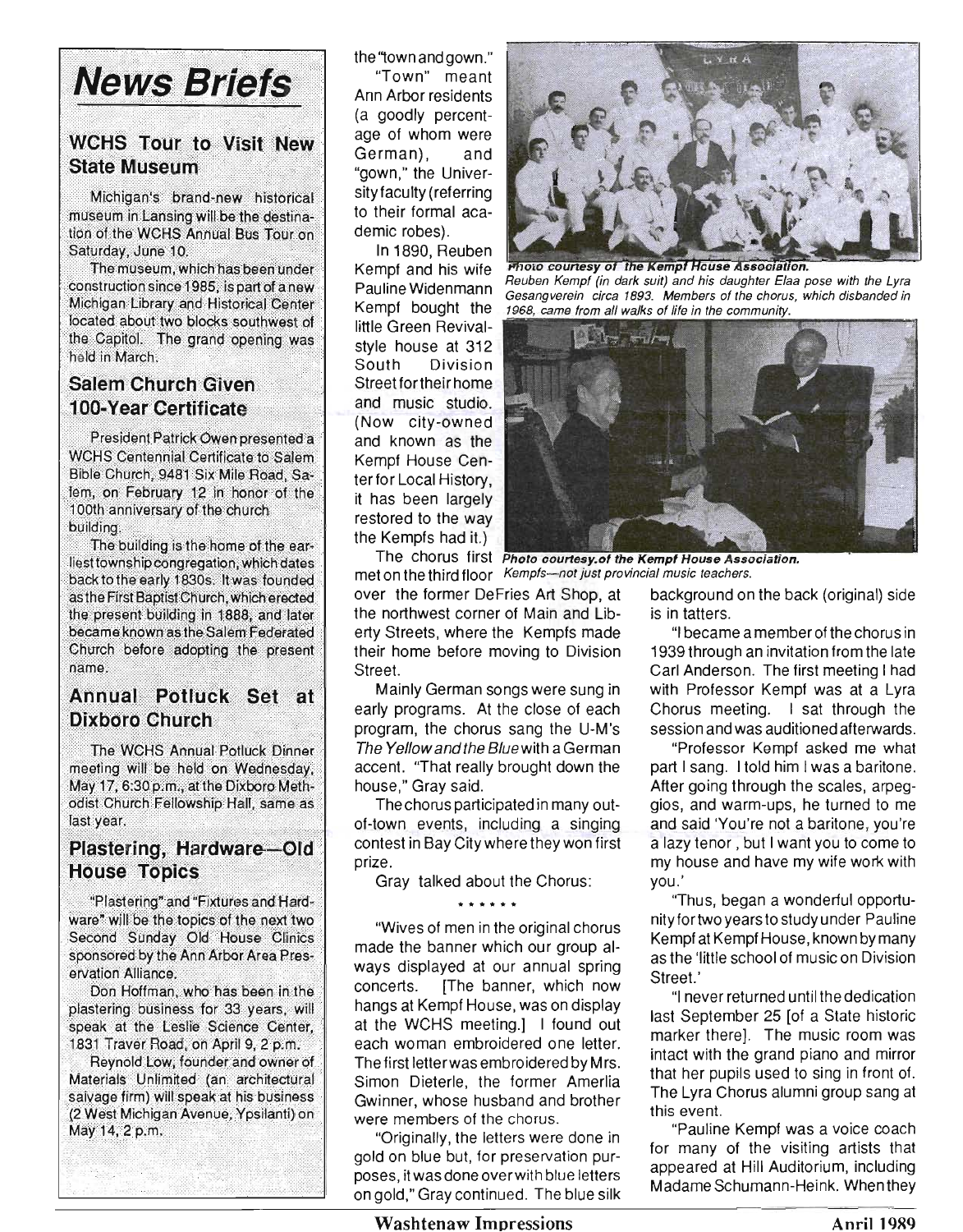# News Briefs

## WCHS Tour to Visit New State Museum

Michigan's brand-new historical museum in Lansing will be the destination of the WCHS Annual Bus Tour on Saturday, June 10.

The museum, which has been under construction since 1985, is part of a new Michigan Library and Historical Center located about two blocks southwest of the Capitol. The grand opening was held in March.

## Salem Church Given 100-Year Certificate

President Patrick Owen presented a WCHS Centennial Certificate to Salem Bible Church, 9481 Six Mile Road, Salem, on February 12 in honor of the 100th anniversary of the church building.

The building is the home of the earliest township congregation, which dates back to the early 1830s. It was founded as the First Baptist Church, which erected the present building in 1888, and later became known as the Salem Federated Church before adopting the present name.

## Annual Potluck Set at Dixboro Church

The WCHS Annual Potluck Dinner meeting will be held on Wednesday, May 17, 6:30 p.m., at the Dixboro Methodist Church Fellowship Hall, same as last year.

## Plastering, Hardware—Old House Topics

"Plastering" and "Fixtures and Hardware" will be the topics of the next two Second Sunday Old House Clinics sponsored by the Ann Arbor Area Preservation Alliance.

Don Hoffman, who has been in the plastering business for 33 years, will speak at the Leslie Science Center, 1831 Traver Road, on April 9, 2 p.m.

Reynold Low, founder and owner of Materials Unlimited (an architectural salvage firm) will speak at his business (2 West Michigan Avenue, Ypsilanti) on May 14, 2 p.m.

---

the "town and gown."

"Town" meant Ann Arbor residents (a goodly percentage of whom were German), and "gown," the University faculty (referring to their formal academic robes).

In 1890, Reuben Kempf and his wife Pauline Widenmann Kempf bought the little Green Revival-style house at 312 South Division Street for their home and music studio. (Now city-owned and known as the Kempf House Center for Local History, it has been largely restored to the way the Kempfs had it.)

*Photo courtesy of the Kempf House Association.*
*Reuben Kempf (in dark suit) and his daughter Elaa pose with the Lyra Gesangverein circa 1893. Members of the chorus, which disbanded in 1968, came from all walks of life in the community.*

*Photo courtesy of the Kempf House Association.*
*Kempfs—not just provincial music teachers.*

The chorus first met on the third floor over the former DeFries Art Shop, at the northwest corner of Main and Liberty Streets, where the Kempfs made their home before moving to Division Street.

Mainly German songs were sung in early programs. At the close of each program, the chorus sang the U-M's *The Yellow and the Blue* with a German accent. "That really brought down the house," Gray said.

The chorus participated in many out-of-town events, including a singing contest in Bay City where they won first prize.

Gray talked about the Chorus:

\* \* \* \* \* \*

"Wives of men in the original chorus made the banner which our group always displayed at our annual spring concerts. [The banner, which now hangs at Kempf House, was on display at the WCHS meeting.] I found out each woman embroidered one letter. The first letter was embroidered by Mrs. Simon Dieterle, the former Amerlia Gwinner, whose husband and brother were members of the chorus.

"Originally, the letters were done in gold on blue but, for preservation purposes, it was done over with blue letters on gold," Gray continued. The blue silk background on the back (original) side is in tatters.

"I became a member of the chorus in 1939 through an invitation from the late Carl Anderson. The first meeting I had with Professor Kempf was at a Lyra Chorus meeting. I sat through the session and was auditioned afterwards.

"Professor Kempf asked me what part I sang. I told him I was a baritone. After going through the scales, arpeggios, and warm-ups, he turned to me and said 'You're not a baritone, you're a lazy tenor, but I want you to come to my house and have my wife work with you.'

"Thus, began a wonderful opportunity for two years to study under Pauline Kempf at Kempf House, known by many as the 'little school of music on Division Street.'

"I never returned until the dedication last September 25 [of a State historic marker there]. The music room was intact with the grand piano and mirror that her pupils used to sing in front of. The Lyra Chorus alumni group sang at this event.

"Pauline Kempf was a voice coach for many of the visiting artists that appeared at Hill Auditorium, including Madame Schumann-Heink. When they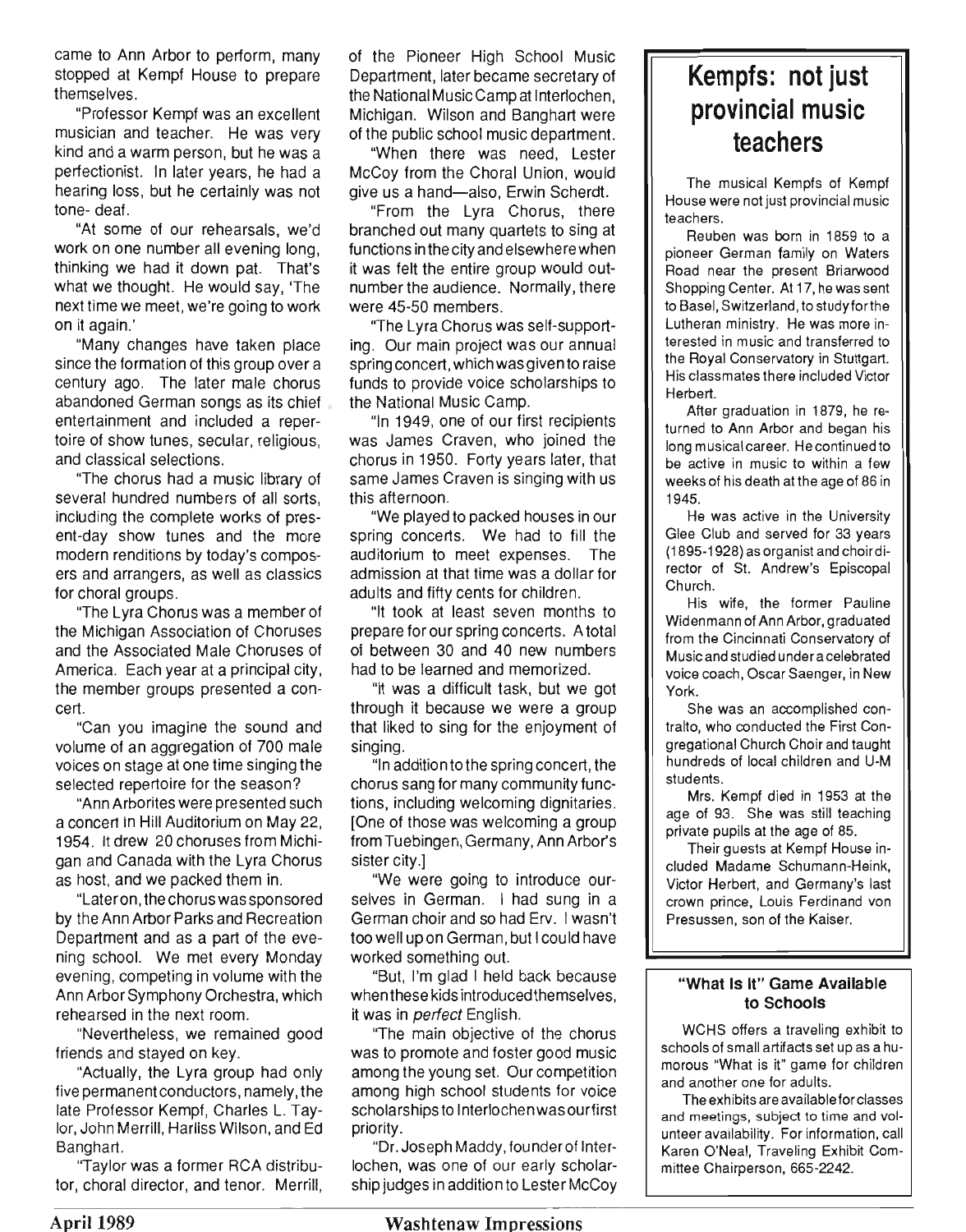came to Ann Arbor to perform, many stopped at Kempf House to prepare themselves.

"Professor Kempf was an excellent musician and teacher. He was very kind and a warm person, but he was a perfectionist. In later years, he had a hearing loss, but he certainly was not tone- deaf.

"At some of our rehearsals, we'd work on one number all evening long, thinking we had it down pat. That's what we thought. He would say, 'The next time we meet, we're going to work on it again.'

"Many changes have taken place since the formation of this group over a century ago. The later male chorus abandoned German songs as its chief entertainment and included a repertoire of show tunes, secular, religious, and classical selections.

"The chorus had a music library of several hundred numbers of all sorts, including the complete works of present-day show tunes and the more modern renditions by today's composers and arrangers, as well as classics for choral groups.

"The Lyra Chorus was a member of the Michigan Association of Choruses and the Associated Male Choruses of America. Each year at a principal city, the member groups presented a concert.

"Can you imagine the sound and volume of an aggregation of 700 male voices on stage at one time singing the selected repertoire for the season?

"Ann Arborites were presented such a concert in Hill Auditorium on May 22, 1954. It drew 20 choruses from Michigan and Canada with the Lyra Chorus as host, and we packed them in.

"Later on, the chorus was sponsored by the Ann Arbor Parks and Recreation Department and as a part of the evening school. We met every Monday evening, competing in volume with the Ann Arbor Symphony Orchestra, which rehearsed in the next room.

"Nevertheless, we remained good friends and stayed on key.

"Actually, the Lyra group had only five permanent conductors, namely, the late Professor Kempf, Charles L. Taylor, John Merrill, Harliss Wilson, and Ed Banghart.

"Taylor was a former RCA distributor, choral director, and tenor. Merrill, of the Pioneer High School Music Department, later became secretary of the National Music Camp at Interlochen, Michigan. Wilson and Banghart were of the public school music department.

"When there was need, Lester McCoy from the Choral Union, would give us a hand—also, Erwin Scherdt.

"From the Lyra Chorus, there branched out many quartets to sing at functions in the city and elsewhere when it was felt the entire group would outnumber the audience. Normally, there were 45-50 members.

"The Lyra Chorus was self-supporting. Our main project was our annual spring concert, which was given to raise funds to provide voice scholarships to the National Music Camp.

"In 1949, one of our first recipients was James Craven, who joined the chorus in 1950. Forty years later, that same James Craven is singing with us this afternoon.

"We played to packed houses in our spring concerts. We had to fill the auditorium to meet expenses. The admission at that time was a dollar for adults and fifty cents for children.

"It took at least seven months to prepare for our spring concerts. A total of between 30 and 40 new numbers had to be learned and memorized.

"It was a difficult task, but we got through it because we were a group that liked to sing for the enjoyment of singing.

"In addition to the spring concert, the chorus sang for many community functions, including welcoming dignitaries. [One of those was welcoming a group from Tuebingen, Germany, Ann Arbor's sister city.]

"We were going to introduce ourselves in German. I had sung in a German choir and so had Erv. I wasn't too well up on German, but I could have worked something out.

"But, I'm glad I held back because when these kids introduced themselves, it was in *perfect* English.

"The main objective of the chorus was to promote and foster good music among the young set. Our competition among high school students for voice scholarships to Interlochen was our first priority.

"Dr. Joseph Maddy, founder of Interlochen, was one of our early scholarship judges in addition to Lester McCoy

## Kempfs: not just provincial music teachers

The musical Kempfs of Kempf House were not just provincial music teachers.

Reuben was born in 1859 to a pioneer German family on Waters Road near the present Briarwood Shopping Center. At 17, he was sent to Basel, Switzerland, to study for the Lutheran ministry. He was more interested in music and transferred to the Royal Conservatory in Stuttgart. His classmates there included Victor Herbert.

After graduation in 1879, he returned to Ann Arbor and began his long musical career. He continued to be active in music to within a few weeks of his death at the age of 86 in 1945.

He was active in the University Glee Club and served for 33 years (1895-1928) as organist and choir director of St. Andrew's Episcopal Church.

His wife, the former Pauline Widenmann of Ann Arbor, graduated from the Cincinnati Conservatory of Music and studied under a celebrated voice coach, Oscar Saenger, in New York.

She was an accomplished contralto, who conducted the First Congregational Church Choir and taught hundreds of local children and U-M students.

Mrs. Kempf died in 1953 at the age of 93. She was still teaching private pupils at the age of 85.

Their guests at Kempf House included Madame Schumann-Heink, Victor Herbert, and Germany's last crown prince, Louis Ferdinand von Presussen, son of the Kaiser.

### "What Is It" Game Available to Schools

WCHS offers a traveling exhibit to schools of small artifacts set up as a humorous "What is it" game for children and another one for adults.

The exhibits are available for classes and meetings, subject to time and volunteer availability. For information, call Karen O'Neal, Traveling Exhibit Committee Chairperson, 665-2242.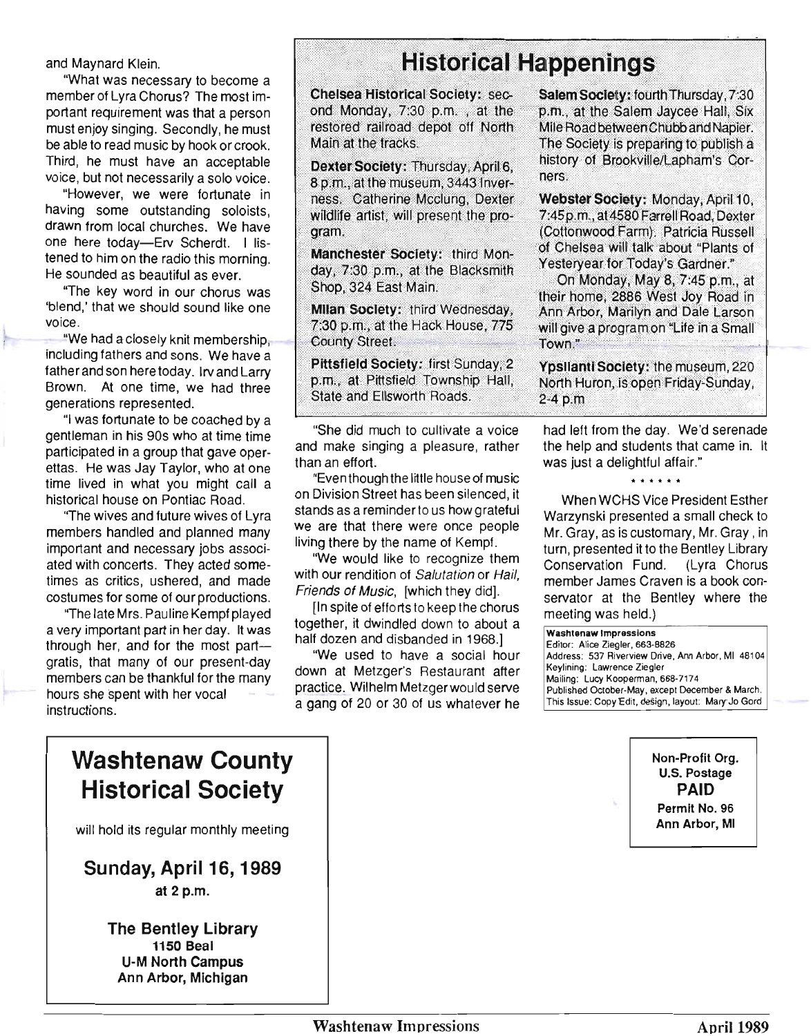and Maynard Klein.

"What was necessary to become a member of Lyra Chorus? The most important requirement was that a person must enjoy singing. Secondly, he must be able to read music by hook or crook. Third, he must have an acceptable voice, but not necessarily a solo voice.

"However, we were fortunate in having some outstanding soloists, drawn from local churches. We have one here today—Erv Scherdt. I listened to him on the radio this morning. He sounded as beautiful as ever.

"The key word in our chorus was 'blend,' that we should sound like one voice.

"We had a closely knit membership, including fathers and sons. We have a father and son here today. Irv and Larry Brown. At one time, we had three generations represented.

"I was fortunate to be coached by a gentleman in his 90s who at time time participated in a group that gave operettas. He was Jay Taylor, who at one time lived in what you might call a historical house on Pontiac Road.

"The wives and future wives of Lyra members handled and planned many important and necessary jobs associated with concerts. They acted sometimes as critics, ushered, and made costumes for some of our productions.

"The late Mrs. Pauline Kempf played a very important part in her day. It was through her, and for the most part—gratis, that many of our present-day members can be thankful for the many hours she spent with her vocal instructions.

"She did much to cultivate a voice and make singing a pleasure, rather than an effort.

"Even though the little house of music on Division Street has been silenced, it stands as a reminder to us how grateful we are that there were once people living there by the name of Kempf.

"We would like to recognize them with our rendition of *Salutation* or *Hail, Friends of Music*, [which they did].

[In spite of efforts to keep the chorus together, it dwindled down to about a half dozen and disbanded in 1968.]

"We used to have a social hour down at Metzger's Restaurant after practice. Wilhelm Metzger would serve a gang of 20 or 30 of us whatever he had left from the day. We'd serenade the help and students that came in. It was just a delightful affair."

\* \* \* \* \* \*

When WCHS Vice President Esther Warzynski presented a small check to Mr. Gray, as is customary, Mr. Gray, in turn, presented it to the Bentley Library Conservation Fund. (Lyra Chorus member James Craven is a book conservator at the Bentley where the meeting was held.)

## Historical Happenings

**Chelsea Historical Society:** second Monday, 7:30 p.m., at the restored railroad depot off North Main at the tracks.

**Dexter Society:** Thursday, April 6, 8 p.m., at the museum, 3443 Inverness. Catherine Mcclung, Dexter wildlife artist, will present the program.

**Manchester Society:** third Monday, 7:30 p.m., at the Blacksmith Shop, 324 East Main.

**Milan Society:** third Wednesday, 7:30 p.m., at the Hack House, 775 County Street.

**Pittsfield Society:** first Sunday, 2 p.m., at Pittsfield Township Hall, State and Ellsworth Roads.

**Salem Society:** fourth Thursday, 7:30 p.m., at the Salem Jaycee Hall, Six Mile Road between Chubb and Napier. The Society is preparing to publish a history of Brookville/Lapham's Corners.

**Webster Society:** Monday, April 10, 7:45 p.m., at 4580 Farrell Road, Dexter (Cottonwood Farm). Patricia Russell of Chelsea will talk about "Plants of Yesteryear for Today's Gardner."

On Monday, May 8, 7:45 p.m., at their home, 2886 West Joy Road in Ann Arbor, Marilyn and Dale Larson will give a program on "Life in a Small Town."

**Ypsilanti Society:** the museum, 220 North Huron, is open Friday-Sunday, 2-4 p.m.

**Washtenaw Impressions**
Editor: Alice Ziegler, 663-8826
Address: 537 Riverview Drive, Ann Arbor, MI 48104
Keylining: Lawrence Ziegler
Mailing: Lucy Kooperman, 668-7174
Published October-May, except December & March.
This Issue: Copy Edit, design, layout: Mary Jo Gord

## Washtenaw County Historical Society

will hold its regular monthly meeting

**Sunday, April 16, 1989**
**at 2 p.m.**

**The Bentley Library**
**1150 Beal**
**U-M North Campus**
**Ann Arbor, Michigan**

Non-Profit Org.
U.S. Postage
**PAID**
Permit No. 96
Ann Arbor, MI